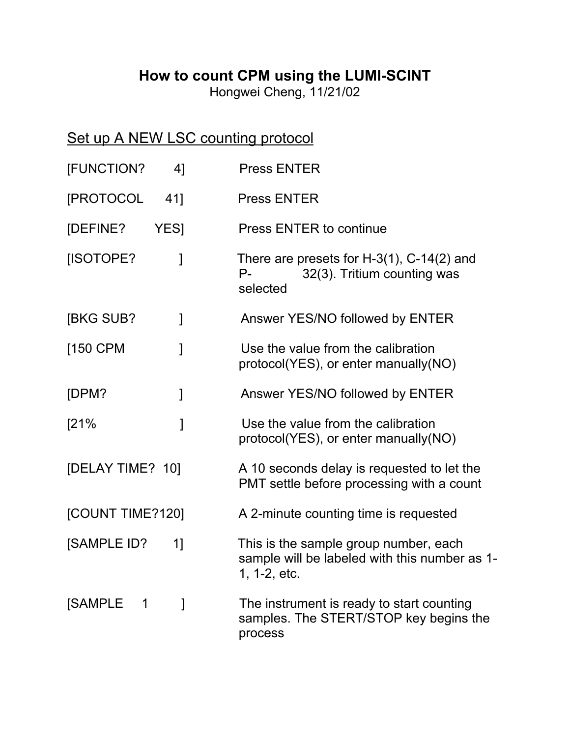# How to count CPM using the LUMI-SCINT

Hongwei Cheng, 11/21/02

## Set up A NEW LSC counting protocol

| Display | Action |
|---|---|
| [FUNCTION? 4] | Press ENTER |
| [PROTOCOL 41] | Press ENTER |
| [DEFINE? YES] | Press ENTER to continue |
| [ISOTOPE? ] | There are presets for H-3(1), C-14(2) and P- 32(3). Tritium counting was selected |
| [BKG SUB? ] | Answer YES/NO followed by ENTER |
| [150 CPM ] | Use the value from the calibration protocol(YES), or enter manually(NO) |
| [DPM? ] | Answer YES/NO followed by ENTER |
| [21% ] | Use the value from the calibration protocol(YES), or enter manually(NO) |
| [DELAY TIME? 10] | A 10 seconds delay is requested to let the PMT settle before processing with a count |
| [COUNT TIME?120] | A 2-minute counting time is requested |
| [SAMPLE ID? 1] | This is the sample group number, each sample will be labeled with this number as 1-1, 1-2, etc. |
| [SAMPLE 1 ] | The instrument is ready to start counting samples. The STERT/STOP key begins the process |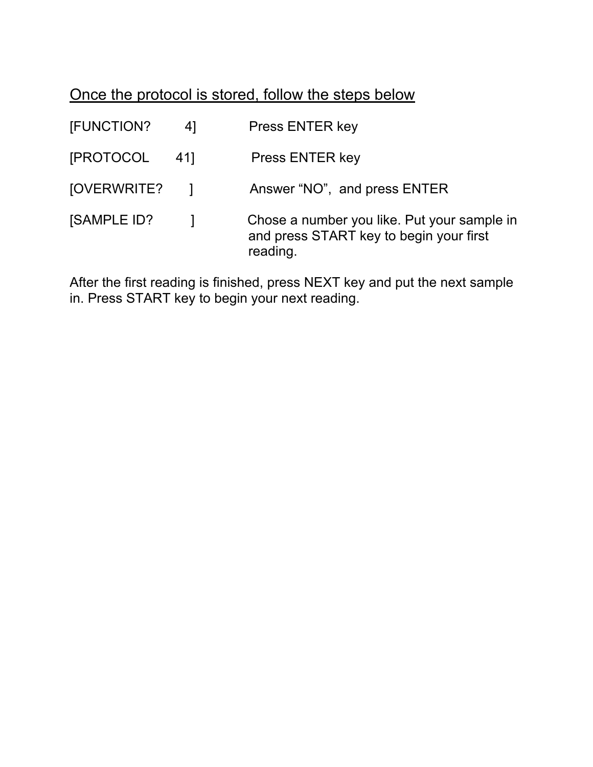<u>Once the protocol is stored, follow the steps below</u>

| | |
|---|---|
| [FUNCTION?        4] | Press ENTER key |
| [PROTOCOL      41] | Press ENTER key |
| [OVERWRITE?      ] | Answer “NO”,  and press ENTER |
| [SAMPLE ID?        ] | Chose a number you like. Put your sample in and press START key to begin your first reading. |

After the first reading is finished, press NEXT key and put the next sample in. Press START key to begin your next reading.